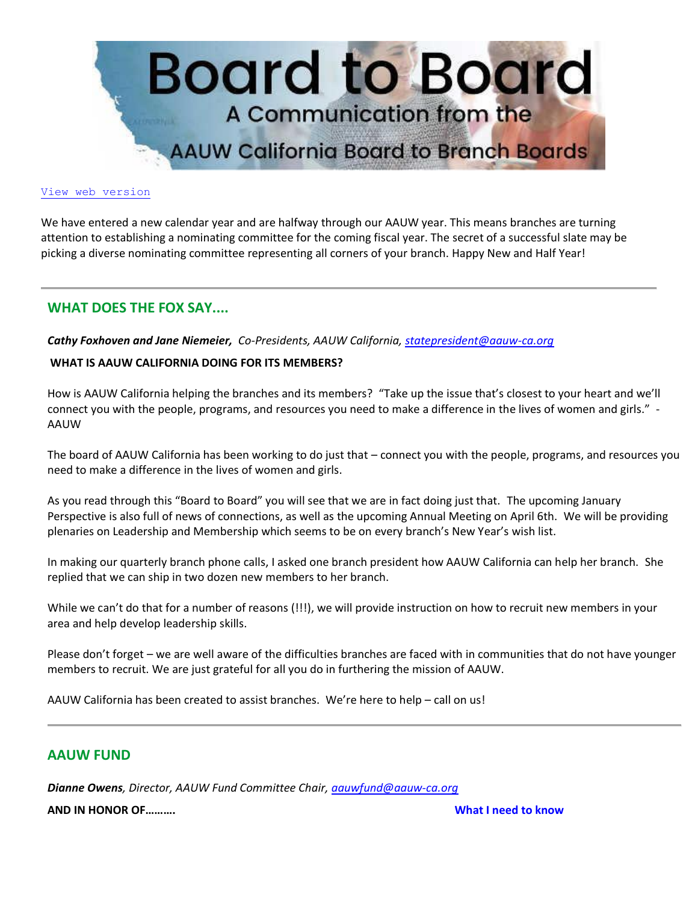# Board to Board

A Communication from the AAUW California Board to Branch Boards

[View web version]

We have entered a new calendar year and are halfway through our AAUW year. This means branches are turning attention to establishing a nominating committee for the coming fiscal year. The secret of a successful slate may be picking a diverse nominating committee representing all corners of your branch. Happy New and Half Year!

---

## WHAT DOES THE FOX SAY....

***Cathy Foxhoven and Jane Niemeier,*** *Co-Presidents, AAUW California, statepresident@aauw-ca.org*

**WHAT IS AAUW CALIFORNIA DOING FOR ITS MEMBERS?**

How is AAUW California helping the branches and its members? "Take up the issue that's closest to your heart and we'll connect you with the people, programs, and resources you need to make a difference in the lives of women and girls." - AAUW

The board of AAUW California has been working to do just that – connect you with the people, programs, and resources you need to make a difference in the lives of women and girls.

As you read through this "Board to Board" you will see that we are in fact doing just that. The upcoming January Perspective is also full of news of connections, as well as the upcoming Annual Meeting on April 6th. We will be providing plenaries on Leadership and Membership which seems to be on every branch's New Year's wish list.

In making our quarterly branch phone calls, I asked one branch president how AAUW California can help her branch. She replied that we can ship in two dozen new members to her branch.

While we can't do that for a number of reasons (!!!), we will provide instruction on how to recruit new members in your area and help develop leadership skills.

Please don't forget – we are well aware of the difficulties branches are faced with in communities that do not have younger members to recruit. We are just grateful for all you do in furthering the mission of AAUW.

AAUW California has been created to assist branches. We're here to help – call on us!

---

## AAUW FUND

***Dianne Owens****, Director, AAUW Fund Committee Chair, aauwfund@aauw-ca.org*

**AND IN HONOR OF……….**

**What I need to know**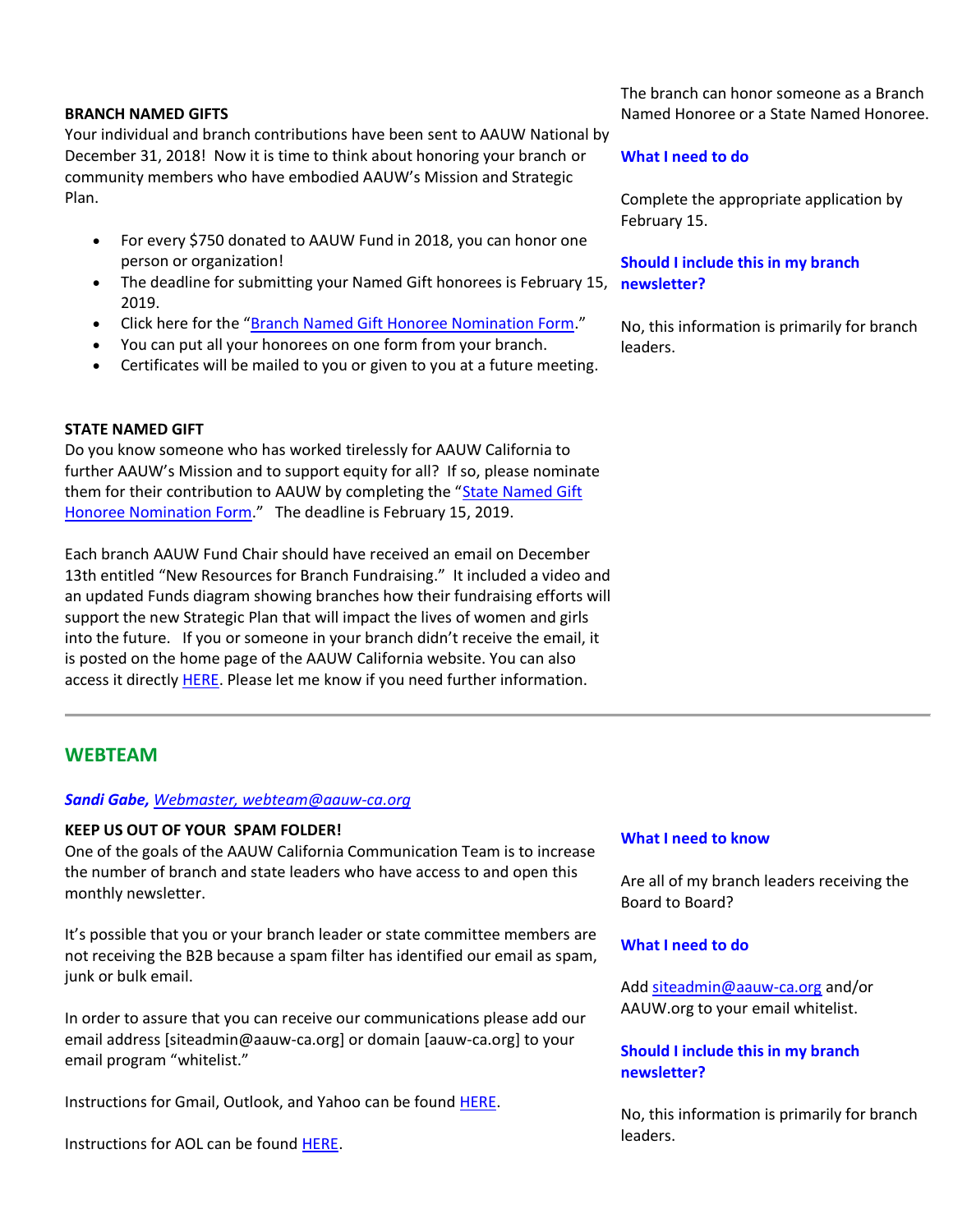**BRANCH NAMED GIFTS**

Your individual and branch contributions have been sent to AAUW National by December 31, 2018! Now it is time to think about honoring your branch or community members who have embodied AAUW's Mission and Strategic Plan.

- For every $750 donated to AAUW Fund in 2018, you can honor one person or organization!
- The deadline for submitting your Named Gift honorees is February 15, 2019.
- Click here for the "Branch Named Gift Honoree Nomination Form."
- You can put all your honorees on one form from your branch.
- Certificates will be mailed to you or given to you at a future meeting.

**STATE NAMED GIFT**

Do you know someone who has worked tirelessly for AAUW California to further AAUW's Mission and to support equity for all? If so, please nominate them for their contribution to AAUW by completing the "State Named Gift Honoree Nomination Form." The deadline is February 15, 2019.

Each branch AAUW Fund Chair should have received an email on December 13th entitled "New Resources for Branch Fundraising." It included a video and an updated Funds diagram showing branches how their fundraising efforts will support the new Strategic Plan that will impact the lives of women and girls into the future. If you or someone in your branch didn't receive the email, it is posted on the home page of the AAUW California website. You can also access it directly HERE. Please let me know if you need further information.

The branch can honor someone as a Branch Named Honoree or a State Named Honoree.

**What I need to do**

Complete the appropriate application by February 15.

**Should I include this in my branch newsletter?**

No, this information is primarily for branch leaders.

---

## WEBTEAM

***Sandi Gabe,*** *Webmaster, webteam@aauw-ca.org*

**KEEP US OUT OF YOUR SPAM FOLDER!**

One of the goals of the AAUW California Communication Team is to increase the number of branch and state leaders who have access to and open this monthly newsletter.

It's possible that you or your branch leader or state committee members are not receiving the B2B because a spam filter has identified our email as spam, junk or bulk email.

In order to assure that you can receive our communications please add our email address [siteadmin@aauw-ca.org] or domain [aauw-ca.org] to your email program "whitelist."

Instructions for Gmail, Outlook, and Yahoo can be found HERE.

Instructions for AOL can be found HERE.

**What I need to know**

Are all of my branch leaders receiving the Board to Board?

**What I need to do**

Add siteadmin@aauw-ca.org and/or AAUW.org to your email whitelist.

**Should I include this in my branch newsletter?**

No, this information is primarily for branch leaders.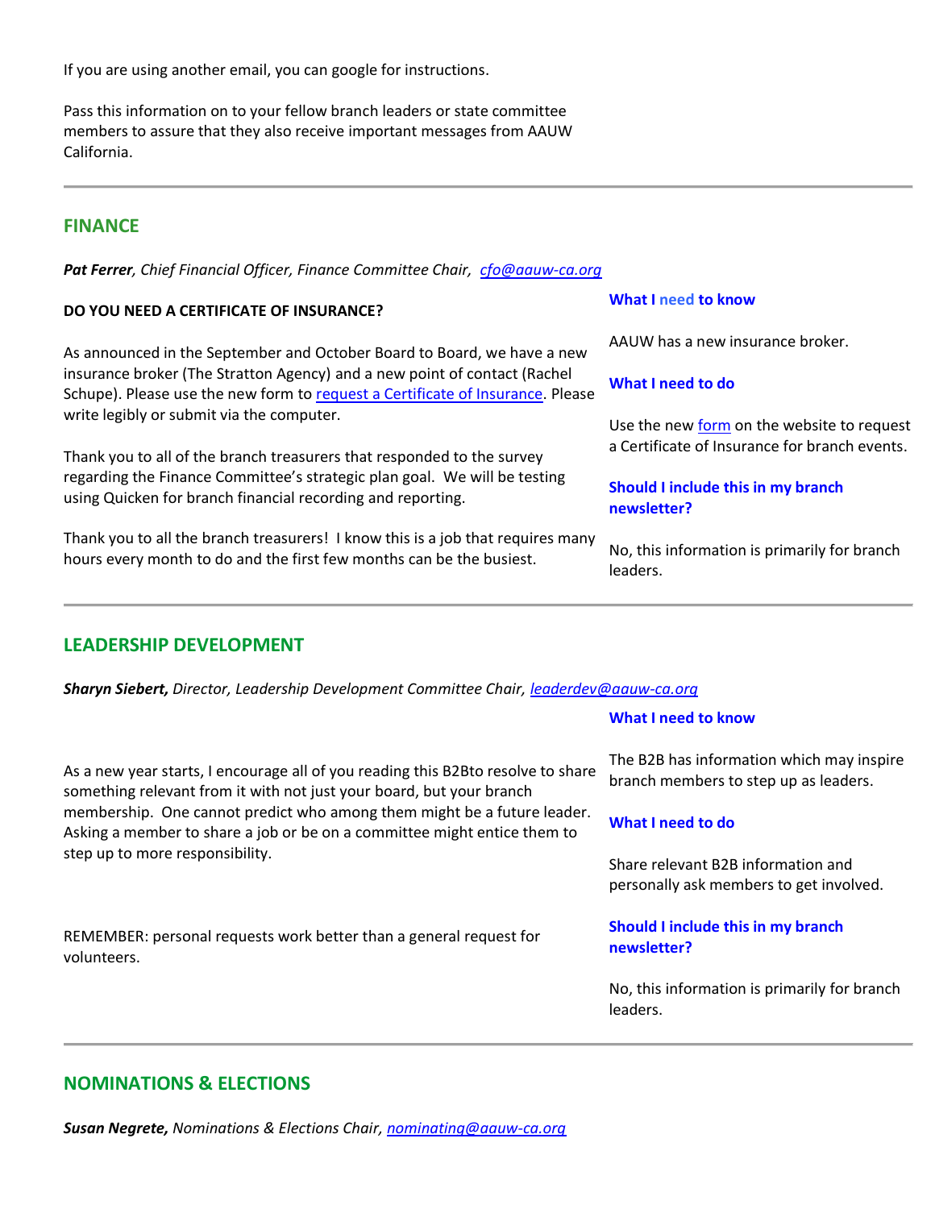If you are using another email, you can google for instructions.

Pass this information on to your fellow branch leaders or state committee members to assure that they also receive important messages from AAUW California.

---

## FINANCE

***Pat Ferrer**, Chief Financial Officer, Finance Committee Chair, [cfo@aauw-ca.org](mailto:cfo@aauw-ca.org)*

**DO YOU NEED A CERTIFICATE OF INSURANCE?**

As announced in the September and October Board to Board, we have a new insurance broker (The Stratton Agency) and a new point of contact (Rachel Schupe). Please use the new form to [request a Certificate of Insurance](#). Please write legibly or submit via the computer.

Thank you to all of the branch treasurers that responded to the survey regarding the Finance Committee's strategic plan goal. We will be testing using Quicken for branch financial recording and reporting.

Thank you to all the branch treasurers! I know this is a job that requires many hours every month to do and the first few months can be the busiest.

**What I need to know**

AAUW has a new insurance broker.

**What I need to do**

Use the new [form](#) on the website to request a Certificate of Insurance for branch events.

**Should I include this in my branch newsletter?**

No, this information is primarily for branch leaders.

---

## LEADERSHIP DEVELOPMENT

***Sharyn Siebert,** Director, Leadership Development Committee Chair, [leaderdev@aauw-ca.org](mailto:leaderdev@aauw-ca.org)*

As a new year starts, I encourage all of you reading this B2Bto resolve to share something relevant from it with not just your board, but your branch membership. One cannot predict who among them might be a future leader. Asking a member to share a job or be on a committee might entice them to step up to more responsibility.

REMEMBER: personal requests work better than a general request for volunteers.

**What I need to know**

The B2B has information which may inspire branch members to step up as leaders.

**What I need to do**

Share relevant B2B information and personally ask members to get involved.

**Should I include this in my branch newsletter?**

No, this information is primarily for branch leaders.

---

## NOMINATIONS & ELECTIONS

***Susan Negrete,** Nominations & Elections Chair, [nominating@aauw-ca.org](mailto:nominating@aauw-ca.org)*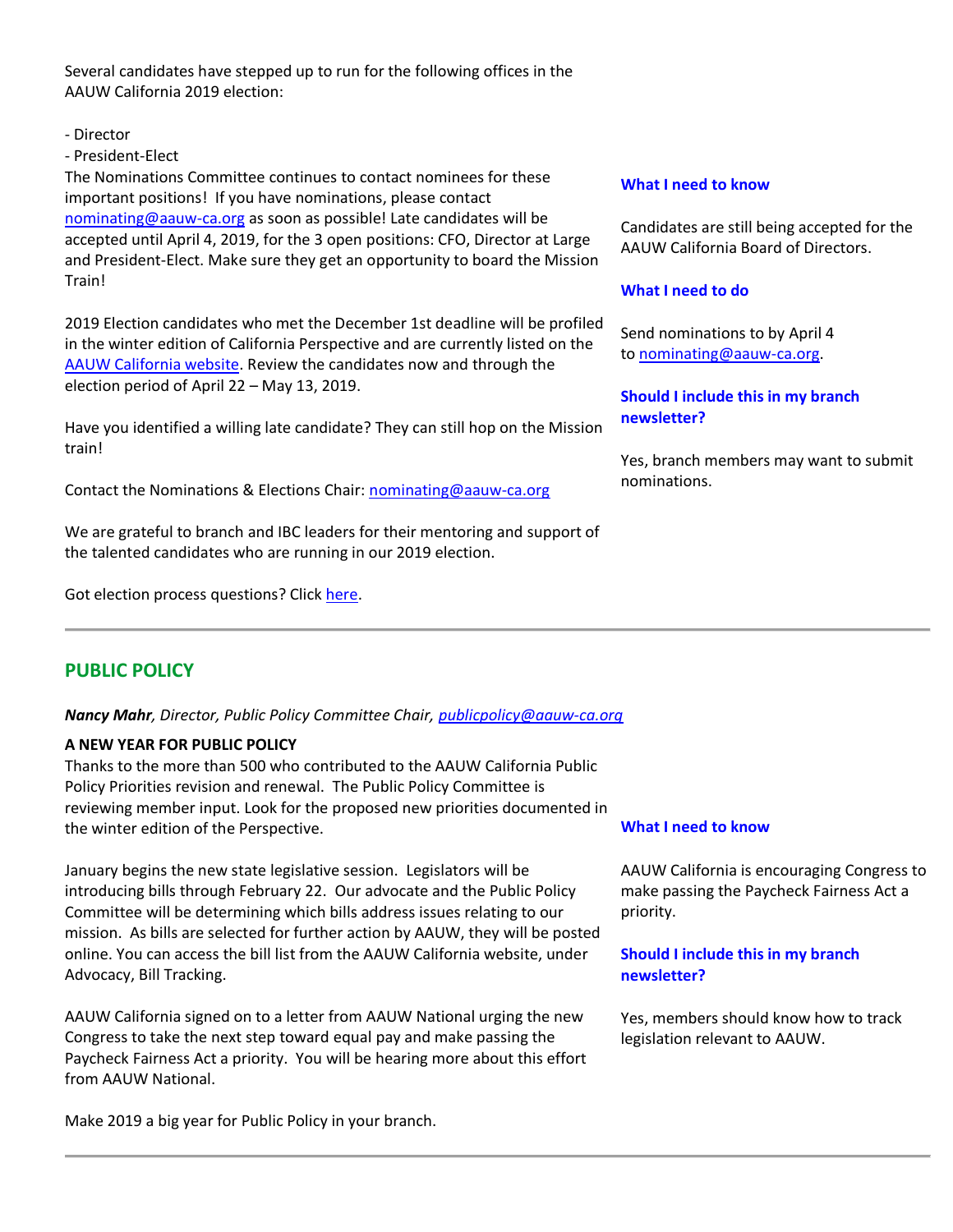Several candidates have stepped up to run for the following offices in the AAUW California 2019 election:

- Director
- President-Elect

The Nominations Committee continues to contact nominees for these important positions! If you have nominations, please contact nominating@aauw-ca.org as soon as possible! Late candidates will be accepted until April 4, 2019, for the 3 open positions: CFO, Director at Large and President-Elect. Make sure they get an opportunity to board the Mission Train!

2019 Election candidates who met the December 1st deadline will be profiled in the winter edition of California Perspective and are currently listed on the AAUW California website. Review the candidates now and through the election period of April 22 – May 13, 2019.

Have you identified a willing late candidate? They can still hop on the Mission train!

Contact the Nominations & Elections Chair: nominating@aauw-ca.org

We are grateful to branch and IBC leaders for their mentoring and support of the talented candidates who are running in our 2019 election.

Got election process questions? Click here.

**What I need to know**

Candidates are still being accepted for the AAUW California Board of Directors.

**What I need to do**

Send nominations to by April 4 to nominating@aauw-ca.org.

**Should I include this in my branch newsletter?**

Yes, branch members may want to submit nominations.

---

## PUBLIC POLICY

***Nancy Mahr**, Director, Public Policy Committee Chair, publicpolicy@aauw-ca.org*

**A NEW YEAR FOR PUBLIC POLICY**

Thanks to the more than 500 who contributed to the AAUW California Public Policy Priorities revision and renewal. The Public Policy Committee is reviewing member input. Look for the proposed new priorities documented in the winter edition of the Perspective.

January begins the new state legislative session. Legislators will be introducing bills through February 22. Our advocate and the Public Policy Committee will be determining which bills address issues relating to our mission. As bills are selected for further action by AAUW, they will be posted online. You can access the bill list from the AAUW California website, under Advocacy, Bill Tracking.

AAUW California signed on to a letter from AAUW National urging the new Congress to take the next step toward equal pay and make passing the Paycheck Fairness Act a priority. You will be hearing more about this effort from AAUW National.

Make 2019 a big year for Public Policy in your branch.

**What I need to know**

AAUW California is encouraging Congress to make passing the Paycheck Fairness Act a priority.

**Should I include this in my branch newsletter?**

Yes, members should know how to track legislation relevant to AAUW.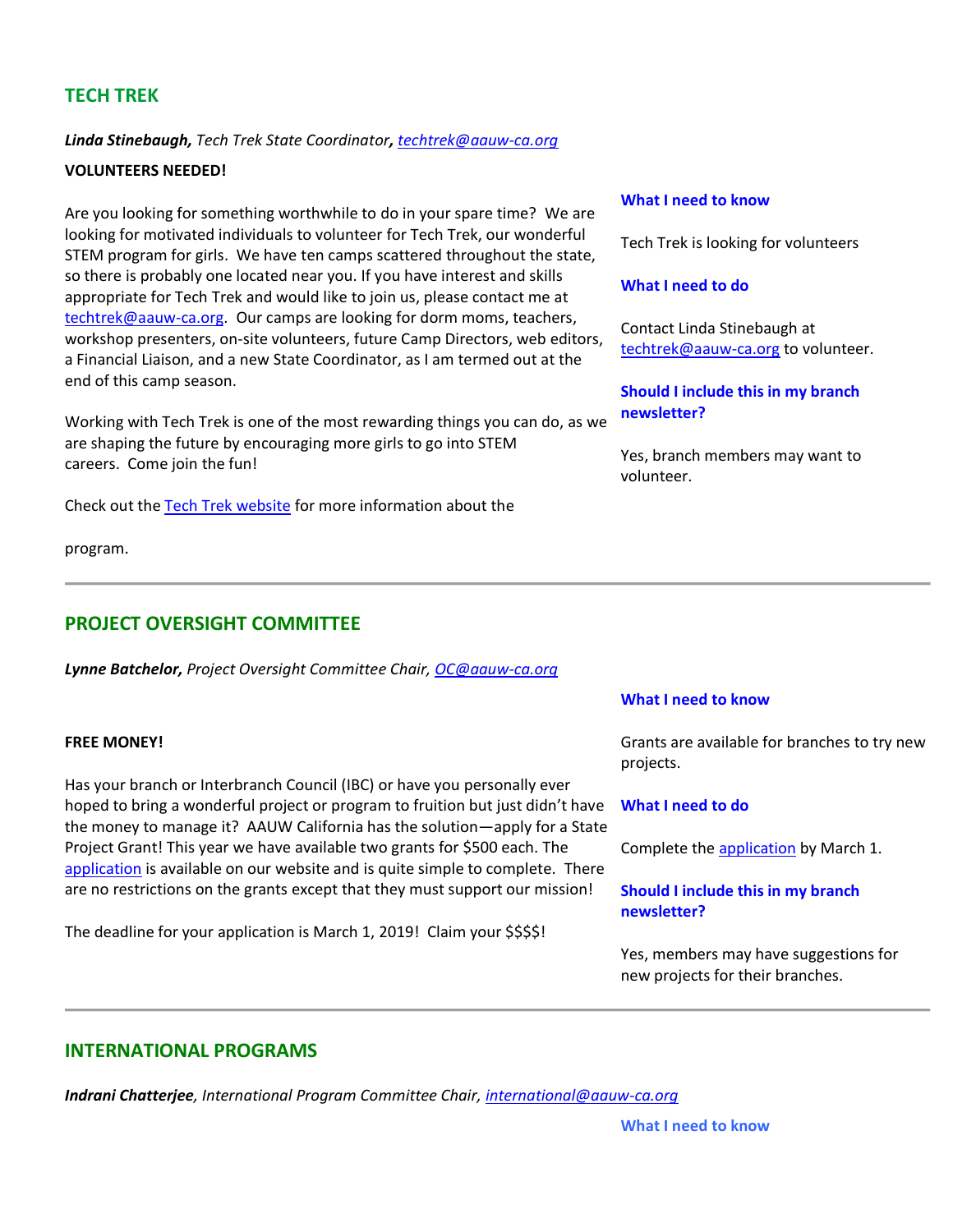## TECH TREK

***Linda Stinebaugh,*** *Tech Trek State Coordinator,* *techtrek@aauw-ca.org*

**VOLUNTEERS NEEDED!**

Are you looking for something worthwhile to do in your spare time? We are looking for motivated individuals to volunteer for Tech Trek, our wonderful STEM program for girls. We have ten camps scattered throughout the state, so there is probably one located near you. If you have interest and skills appropriate for Tech Trek and would like to join us, please contact me at techtrek@aauw-ca.org. Our camps are looking for dorm moms, teachers, workshop presenters, on-site volunteers, future Camp Directors, web editors, a Financial Liaison, and a new State Coordinator, as I am termed out at the end of this camp season.

Working with Tech Trek is one of the most rewarding things you can do, as we are shaping the future by encouraging more girls to go into STEM careers. Come join the fun!

Check out the Tech Trek website for more information about the program.

**What I need to know**

Tech Trek is looking for volunteers

**What I need to do**

Contact Linda Stinebaugh at techtrek@aauw-ca.org to volunteer.

**Should I include this in my branch newsletter?**

Yes, branch members may want to volunteer.

---

## PROJECT OVERSIGHT COMMITTEE

***Lynne Batchelor,*** *Project Oversight Committee Chair,* *OC@aauw-ca.org*

**FREE MONEY!**

Has your branch or Interbranch Council (IBC) or have you personally ever hoped to bring a wonderful project or program to fruition but just didn't have the money to manage it? AAUW California has the solution—apply for a State Project Grant! This year we have available two grants for $500 each. The application is available on our website and is quite simple to complete. There are no restrictions on the grants except that they must support our mission!

The deadline for your application is March 1, 2019! Claim your $$$$!

**What I need to know**

Grants are available for branches to try new projects.

**What I need to do**

Complete the application by March 1.

**Should I include this in my branch newsletter?**

Yes, members may have suggestions for new projects for their branches.

---

## INTERNATIONAL PROGRAMS

***Indrani Chatterjee****, International Program Committee Chair,* *international@aauw-ca.org*

**What I need to know**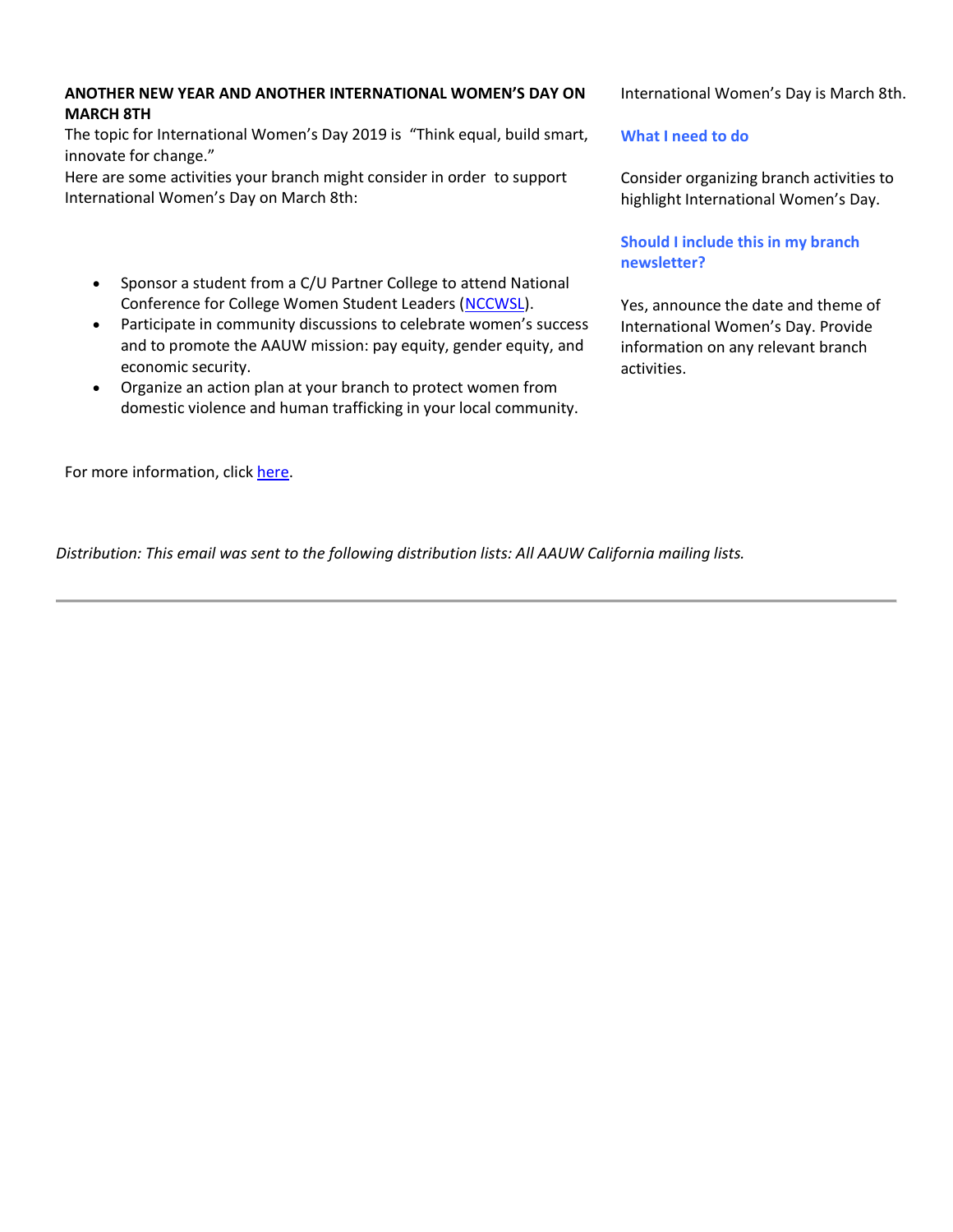**ANOTHER NEW YEAR AND ANOTHER INTERNATIONAL WOMEN'S DAY ON MARCH 8TH**

The topic for International Women's Day 2019 is "Think equal, build smart, innovate for change."

Here are some activities your branch might consider in order to support International Women's Day on March 8th:

- Sponsor a student from a C/U Partner College to attend National Conference for College Women Student Leaders (NCCWSL).
- Participate in community discussions to celebrate women's success and to promote the AAUW mission: pay equity, gender equity, and economic security.
- Organize an action plan at your branch to protect women from domestic violence and human trafficking in your local community.

For more information, click here.

International Women's Day is March 8th.

### What I need to do

Consider organizing branch activities to highlight International Women's Day.

### Should I include this in my branch newsletter?

Yes, announce the date and theme of International Women's Day. Provide information on any relevant branch activities.

*Distribution: This email was sent to the following distribution lists: All AAUW California mailing lists.*

---